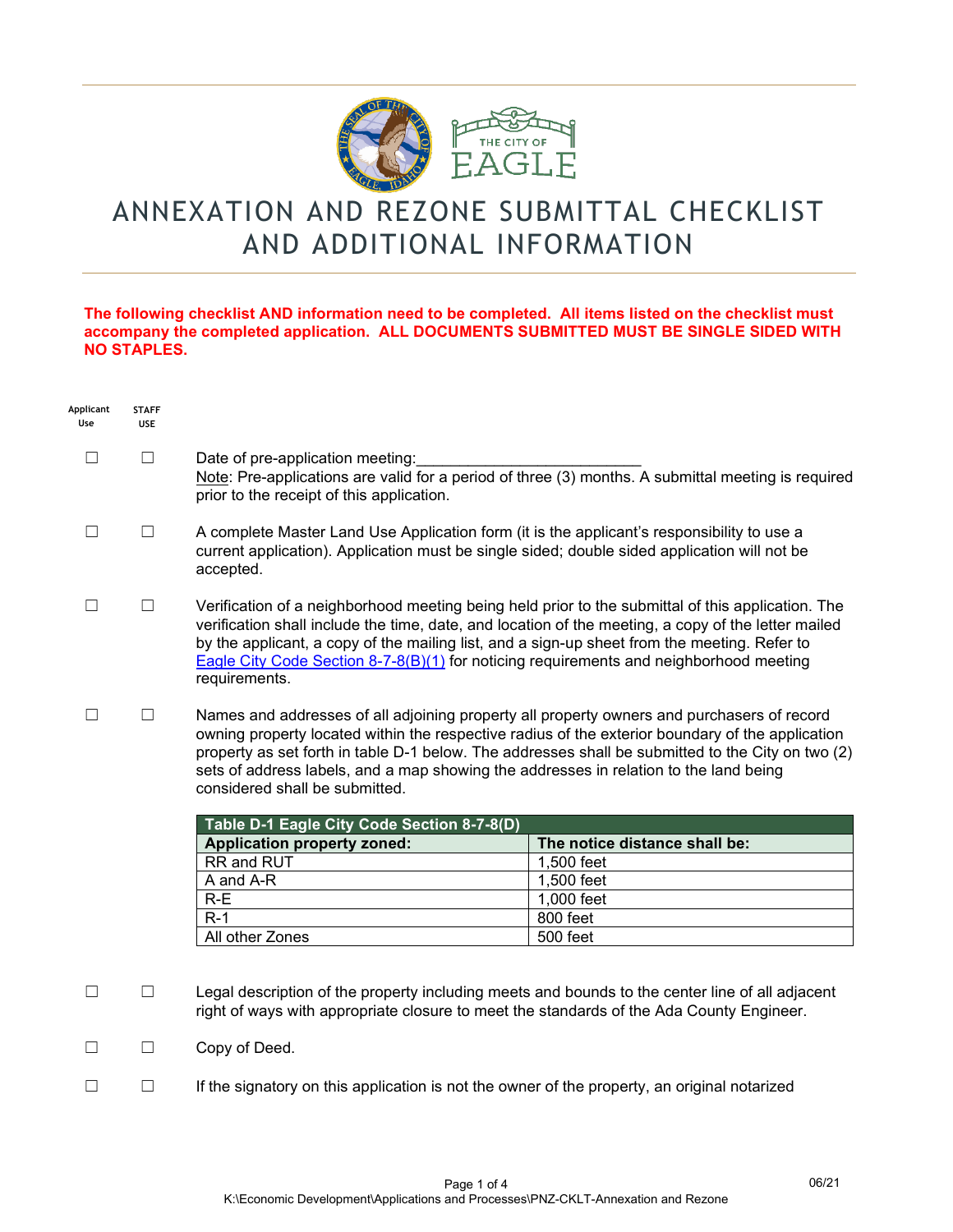# ANNEXATION AND REZONE SUBMITTAL CHECKLIST AND ADDITIONAL INFORMATION

**The following checklist AND information need to be completed. All items listed on the checklist must accompany the completed application. ALL DOCUMENTS SUBMITTED MUST BE SINGLE SIDED WITH NO STAPLES.**

| Applicant Use | STAFF USE | |
|---|---|---|
| ☐ | ☐ | Date of pre-application meeting:\_\_\_\_\_\_\_\_\_\_\_\_\_\_\_\_\_\_\_\_\_\_\_\_\_\_ <br> Note: Pre-applications are valid for a period of three (3) months. A submittal meeting is required prior to the receipt of this application. |
| ☐ | ☐ | A complete Master Land Use Application form (it is the applicant's responsibility to use a current application). Application must be single sided; double sided application will not be accepted. |
| ☐ | ☐ | Verification of a neighborhood meeting being held prior to the submittal of this application. The verification shall include the time, date, and location of the meeting, a copy of the letter mailed by the applicant, a copy of the mailing list, and a sign-up sheet from the meeting. Refer to Eagle City Code Section 8-7-8(B)(1) for noticing requirements and neighborhood meeting requirements. |
| ☐ | ☐ | Names and addresses of all adjoining property all property owners and purchasers of record owning property located within the respective radius of the exterior boundary of the application property as set forth in table D-1 below. The addresses shall be submitted to the City on two (2) sets of address labels, and a map showing the addresses in relation to the land being considered shall be submitted. |

**Table D-1 Eagle City Code Section 8-7-8(D)**

| Application property zoned: | The notice distance shall be: |
|---|---|
| RR and RUT | 1,500 feet |
| A and A-R | 1,500 feet |
| R-E | 1,000 feet |
| R-1 | 800 feet |
| All other Zones | 500 feet |

| Applicant Use | STAFF USE | |
|---|---|---|
| ☐ | ☐ | Legal description of the property including meets and bounds to the center line of all adjacent right of ways with appropriate closure to meet the standards of the Ada County Engineer. |
| ☐ | ☐ | Copy of Deed. |
| ☐ | ☐ | If the signatory on this application is not the owner of the property, an original notarized |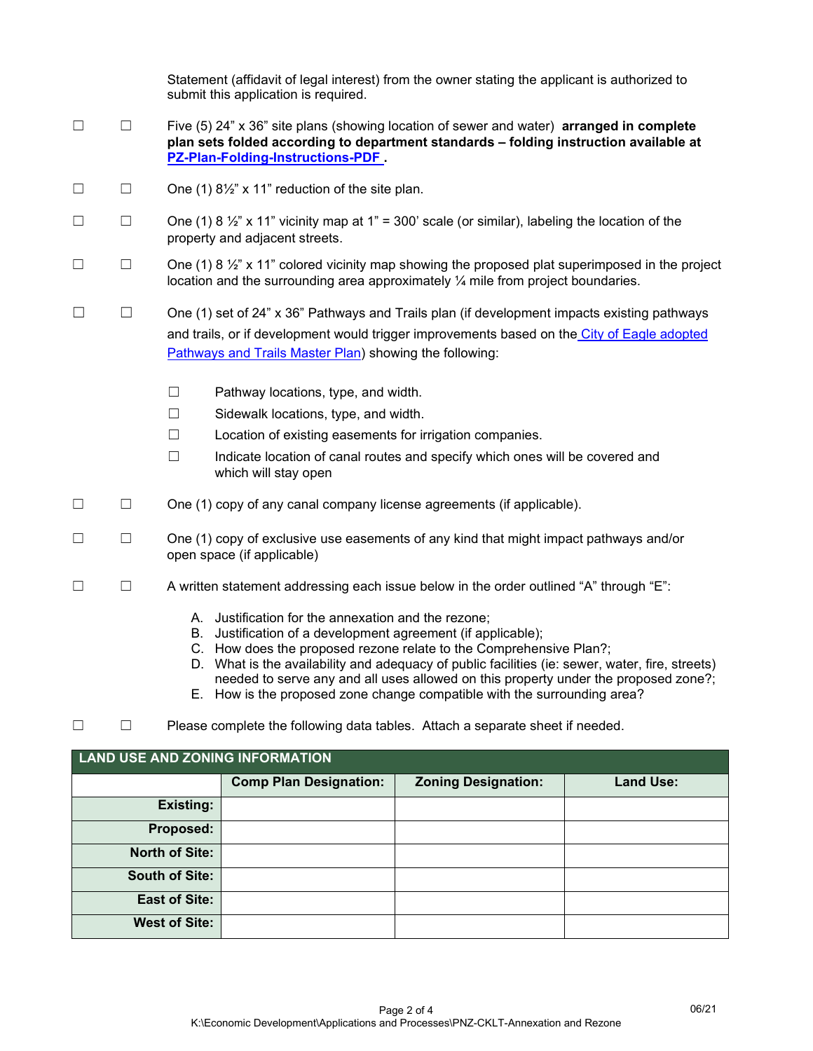Statement (affidavit of legal interest) from the owner stating the applicant is authorized to submit this application is required.

☐ ☐ Five (5) 24" x 36" site plans (showing location of sewer and water) **arranged in complete plan sets folded according to department standards – folding instruction available at PZ-Plan-Folding-Instructions-PDF .**

☐ ☐ One (1) 8½" x 11" reduction of the site plan.

☐ ☐ One (1) 8 ½" x 11" vicinity map at 1" = 300' scale (or similar), labeling the location of the property and adjacent streets.

☐ ☐ One (1) 8 ½" x 11" colored vicinity map showing the proposed plat superimposed in the project location and the surrounding area approximately ¼ mile from project boundaries.

☐ ☐ One (1) set of 24" x 36" Pathways and Trails plan (if development impacts existing pathways and trails, or if development would trigger improvements based on the City of Eagle adopted Pathways and Trails Master Plan) showing the following:

- ☐ Pathway locations, type, and width.
- ☐ Sidewalk locations, type, and width.
- ☐ Location of existing easements for irrigation companies.
- ☐ Indicate location of canal routes and specify which ones will be covered and which will stay open

☐ ☐ One (1) copy of any canal company license agreements (if applicable).

☐ ☐ One (1) copy of exclusive use easements of any kind that might impact pathways and/or open space (if applicable)

☐ ☐ A written statement addressing each issue below in the order outlined "A" through "E":

A. Justification for the annexation and the rezone;
B. Justification of a development agreement (if applicable);
C. How does the proposed rezone relate to the Comprehensive Plan?;
D. What is the availability and adequacy of public facilities (ie: sewer, water, fire, streets) needed to serve any and all uses allowed on this property under the proposed zone?;
E. How is the proposed zone change compatible with the surrounding area?

☐ ☐ Please complete the following data tables. Attach a separate sheet if needed.

| LAND USE AND ZONING INFORMATION | | | |
|---|---|---|---|
| | **Comp Plan Designation:** | **Zoning Designation:** | **Land Use:** |
| **Existing:** | | | |
| **Proposed:** | | | |
| **North of Site:** | | | |
| **South of Site:** | | | |
| **East of Site:** | | | |
| **West of Site:** | | | |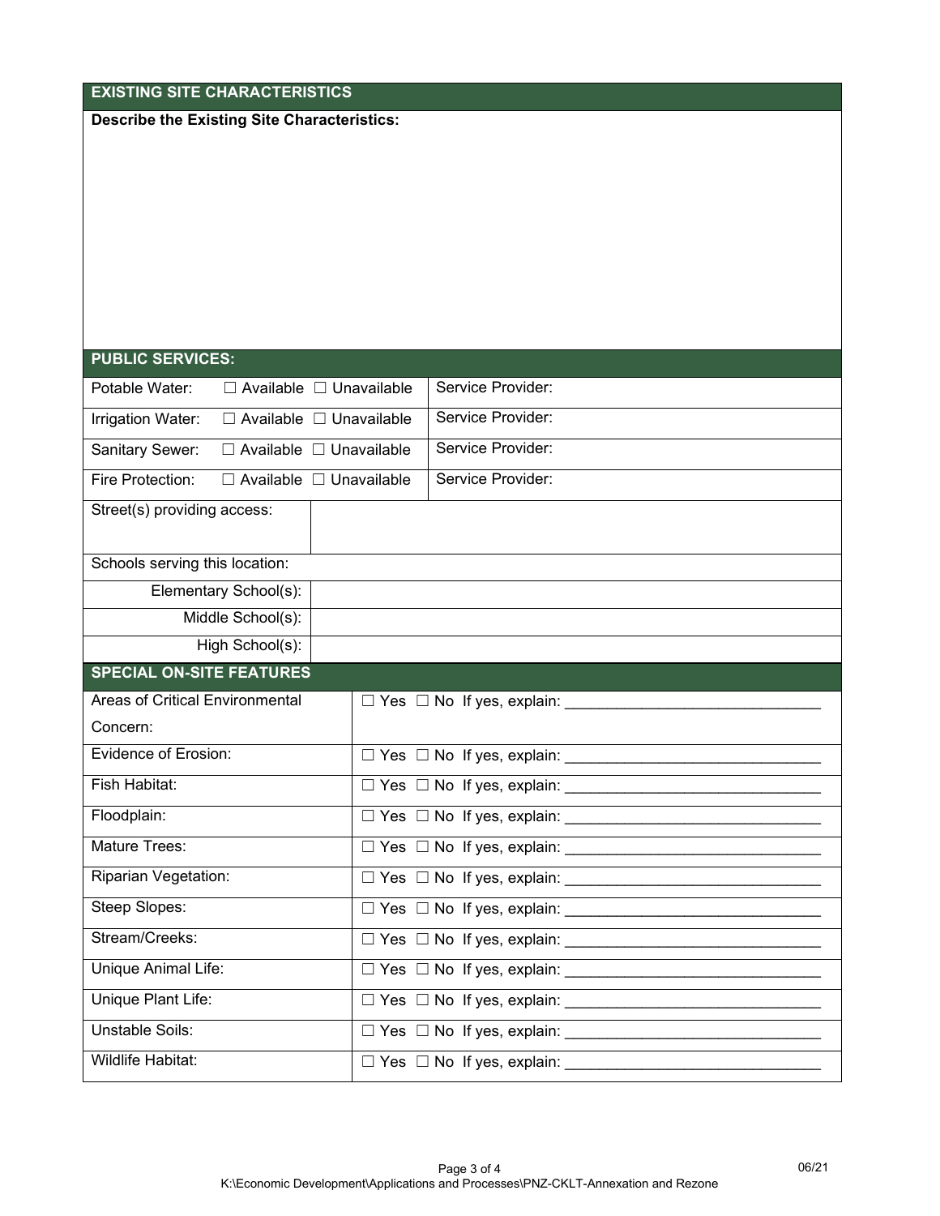## EXISTING SITE CHARACTERISTICS

**Describe the Existing Site Characteristics:**

## PUBLIC SERVICES:

| | |
|---|---|
| Potable Water: ☐ Available ☐ Unavailable | Service Provider: |
| Irrigation Water: ☐ Available ☐ Unavailable | Service Provider: |
| Sanitary Sewer: ☐ Available ☐ Unavailable | Service Provider: |
| Fire Protection: ☐ Available ☐ Unavailable | Service Provider: |

| | |
|---|---|
| Street(s) providing access: | |
| Schools serving this location: | |
| Elementary School(s): | |
| Middle School(s): | |
| High School(s): | |

## SPECIAL ON-SITE FEATURES

| | |
|---|---|
| Areas of Critical Environmental Concern: | ☐ Yes ☐ No If yes, explain: ______________________________ |
| Evidence of Erosion: | ☐ Yes ☐ No If yes, explain: ______________________________ |
| Fish Habitat: | ☐ Yes ☐ No If yes, explain: ______________________________ |
| Floodplain: | ☐ Yes ☐ No If yes, explain: ______________________________ |
| Mature Trees: | ☐ Yes ☐ No If yes, explain: ______________________________ |
| Riparian Vegetation: | ☐ Yes ☐ No If yes, explain: ______________________________ |
| Steep Slopes: | ☐ Yes ☐ No If yes, explain: ______________________________ |
| Stream/Creeks: | ☐ Yes ☐ No If yes, explain: ______________________________ |
| Unique Animal Life: | ☐ Yes ☐ No If yes, explain: ______________________________ |
| Unique Plant Life: | ☐ Yes ☐ No If yes, explain: ______________________________ |
| Unstable Soils: | ☐ Yes ☐ No If yes, explain: ______________________________ |
| Wildlife Habitat: | ☐ Yes ☐ No If yes, explain: ______________________________ |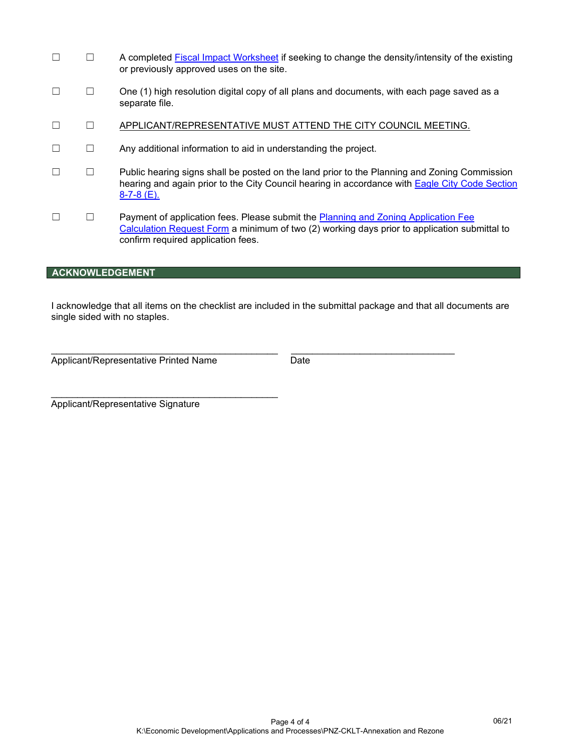☐ ☐ A completed Fiscal Impact Worksheet if seeking to change the density/intensity of the existing or previously approved uses on the site.

☐ ☐ One (1) high resolution digital copy of all plans and documents, with each page saved as a separate file.

☐ ☐ <u>APPLICANT/REPRESENTATIVE MUST ATTEND THE CITY COUNCIL MEETING.</u>

☐ ☐ Any additional information to aid in understanding the project.

☐ ☐ Public hearing signs shall be posted on the land prior to the Planning and Zoning Commission hearing and again prior to the City Council hearing in accordance with Eagle City Code Section 8-7-8 (E).

☐ ☐ Payment of application fees. Please submit the Planning and Zoning Application Fee Calculation Request Form a minimum of two (2) working days prior to application submittal to confirm required application fees.

## ACKNOWLEDGEMENT

I acknowledge that all items on the checklist are included in the submittal package and that all documents are single sided with no staples.

_____________________________________________ _______________________________

Applicant/Representative Printed Name Date

_____________________________________________

Applicant/Representative Signature

06/21

K:\Economic Development\Applications and Processes\PNZ-CKLT-Annexation and Rezone